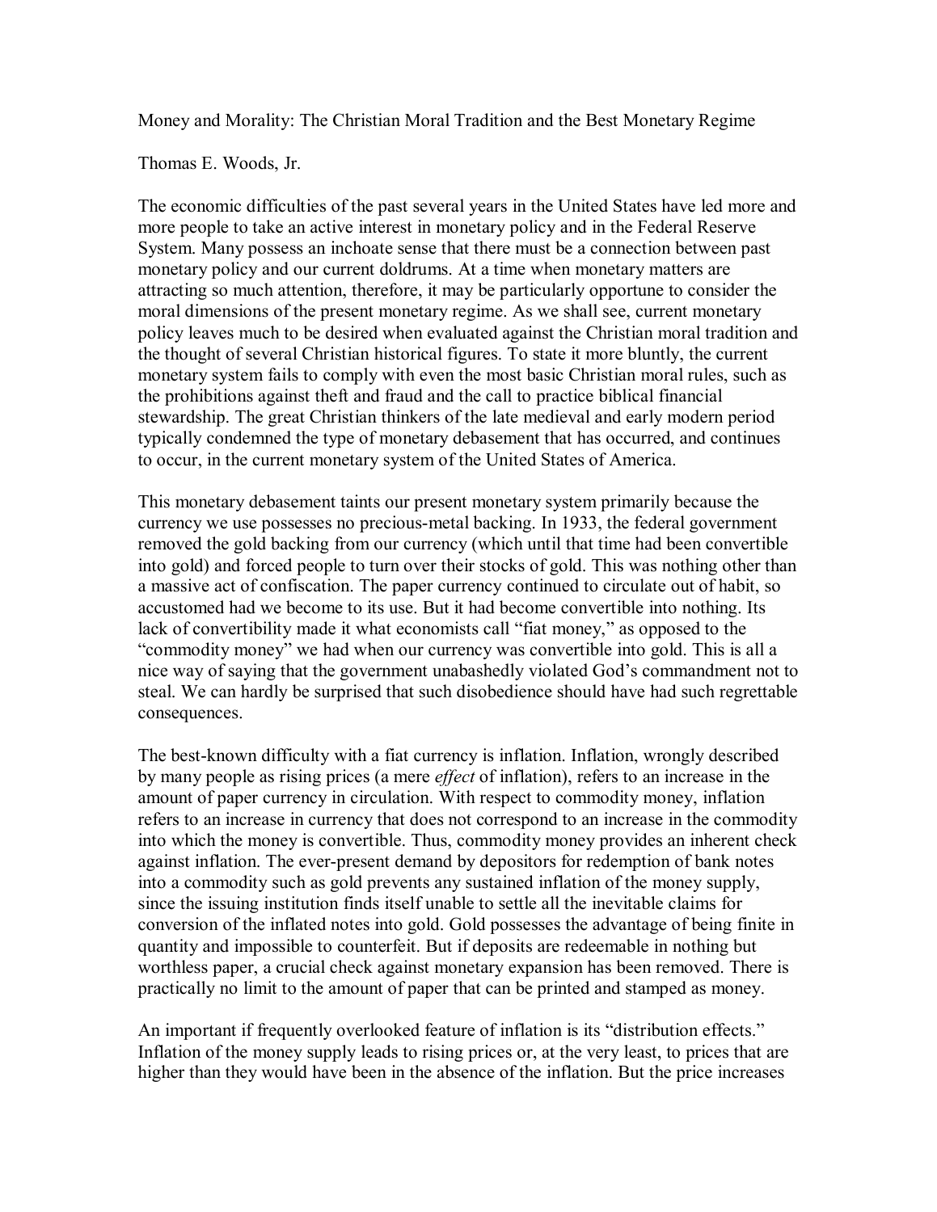# Money and Morality: The Christian Moral Tradition and the Best Monetary Regime

Thomas E. Woods, Jr.

The economic difficulties of the past several years in the United States have led more and more people to take an active interest in monetary policy and in the Federal Reserve System. Many possess an inchoate sense that there must be a connection between past monetary policy and our current doldrums. At a time when monetary matters are attracting so much attention, therefore, it may be particularly opportune to consider the moral dimensions of the present monetary regime. As we shall see, current monetary policy leaves much to be desired when evaluated against the Christian moral tradition and the thought of several Christian historical figures. To state it more bluntly, the current monetary system fails to comply with even the most basic Christian moral rules, such as the prohibitions against theft and fraud and the call to practice biblical financial stewardship. The great Christian thinkers of the late medieval and early modern period typically condemned the type of monetary debasement that has occurred, and continues to occur, in the current monetary system of the United States of America.

This monetary debasement taints our present monetary system primarily because the currency we use possesses no precious-metal backing. In 1933, the federal government removed the gold backing from our currency (which until that time had been convertible into gold) and forced people to turn over their stocks of gold. This was nothing other than a massive act of confiscation. The paper currency continued to circulate out of habit, so accustomed had we become to its use. But it had become convertible into nothing. Its lack of convertibility made it what economists call "fiat money," as opposed to the "commodity money" we had when our currency was convertible into gold. This is all a nice way of saying that the government unabashedly violated God's commandment not to steal. We can hardly be surprised that such disobedience should have had such regrettable consequences.

The best-known difficulty with a fiat currency is inflation. Inflation, wrongly described by many people as rising prices (a mere *effect* of inflation), refers to an increase in the amount of paper currency in circulation. With respect to commodity money, inflation refers to an increase in currency that does not correspond to an increase in the commodity into which the money is convertible. Thus, commodity money provides an inherent check against inflation. The ever-present demand by depositors for redemption of bank notes into a commodity such as gold prevents any sustained inflation of the money supply, since the issuing institution finds itself unable to settle all the inevitable claims for conversion of the inflated notes into gold. Gold possesses the advantage of being finite in quantity and impossible to counterfeit. But if deposits are redeemable in nothing but worthless paper, a crucial check against monetary expansion has been removed. There is practically no limit to the amount of paper that can be printed and stamped as money.

An important if frequently overlooked feature of inflation is its "distribution effects." Inflation of the money supply leads to rising prices or, at the very least, to prices that are higher than they would have been in the absence of the inflation. But the price increases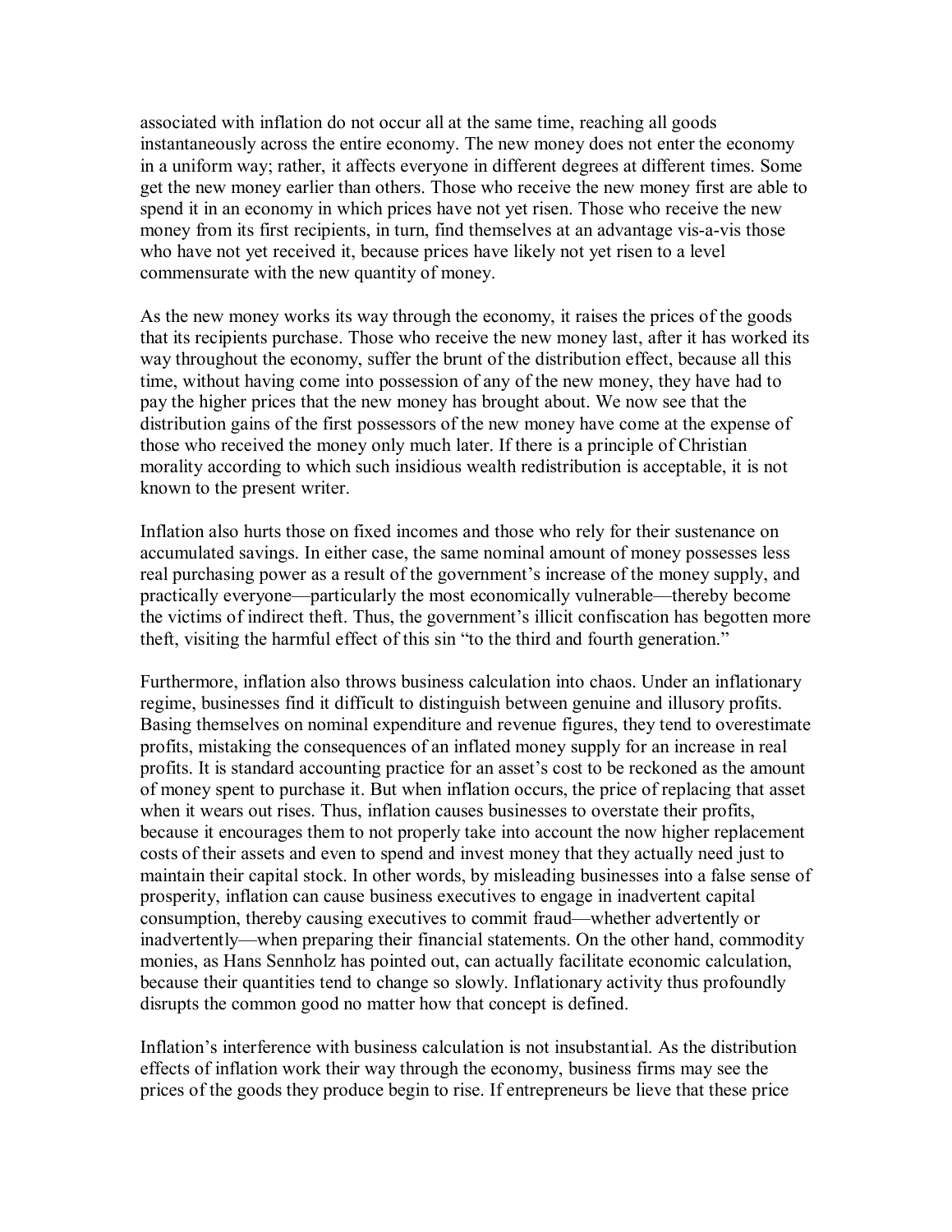associated with inflation do not occur all at the same time, reaching all goods instantaneously across the entire economy. The new money does not enter the economy in a uniform way; rather, it affects everyone in different degrees at different times. Some get the new money earlier than others. Those who receive the new money first are able to spend it in an economy in which prices have not yet risen. Those who receive the new money from its first recipients, in turn, find themselves at an advantage vis-a-vis those who have not yet received it, because prices have likely not yet risen to a level commensurate with the new quantity of money.

As the new money works its way through the economy, it raises the prices of the goods that its recipients purchase. Those who receive the new money last, after it has worked its way throughout the economy, suffer the brunt of the distribution effect, because all this time, without having come into possession of any of the new money, they have had to pay the higher prices that the new money has brought about. We now see that the distribution gains of the first possessors of the new money have come at the expense of those who received the money only much later. If there is a principle of Christian morality according to which such insidious wealth redistribution is acceptable, it is not known to the present writer.

Inflation also hurts those on fixed incomes and those who rely for their sustenance on accumulated savings. In either case, the same nominal amount of money possesses less real purchasing power as a result of the government's increase of the money supply, and practically everyone—particularly the most economically vulnerable—thereby become the victims of indirect theft. Thus, the government's illicit confiscation has begotten more theft, visiting the harmful effect of this sin "to the third and fourth generation."

Furthermore, inflation also throws business calculation into chaos. Under an inflationary regime, businesses find it difficult to distinguish between genuine and illusory profits. Basing themselves on nominal expenditure and revenue figures, they tend to overestimate profits, mistaking the consequences of an inflated money supply for an increase in real profits. It is standard accounting practice for an asset's cost to be reckoned as the amount of money spent to purchase it. But when inflation occurs, the price of replacing that asset when it wears out rises. Thus, inflation causes businesses to overstate their profits, because it encourages them to not properly take into account the now higher replacement costs of their assets and even to spend and invest money that they actually need just to maintain their capital stock. In other words, by misleading businesses into a false sense of prosperity, inflation can cause business executives to engage in inadvertent capital consumption, thereby causing executives to commit fraud—whether advertently or inadvertently—when preparing their financial statements. On the other hand, commodity monies, as Hans Sennholz has pointed out, can actually facilitate economic calculation, because their quantities tend to change so slowly. Inflationary activity thus profoundly disrupts the common good no matter how that concept is defined.

Inflation's interference with business calculation is not insubstantial. As the distribution effects of inflation work their way through the economy, business firms may see the prices of the goods they produce begin to rise. If entrepreneurs be lieve that these price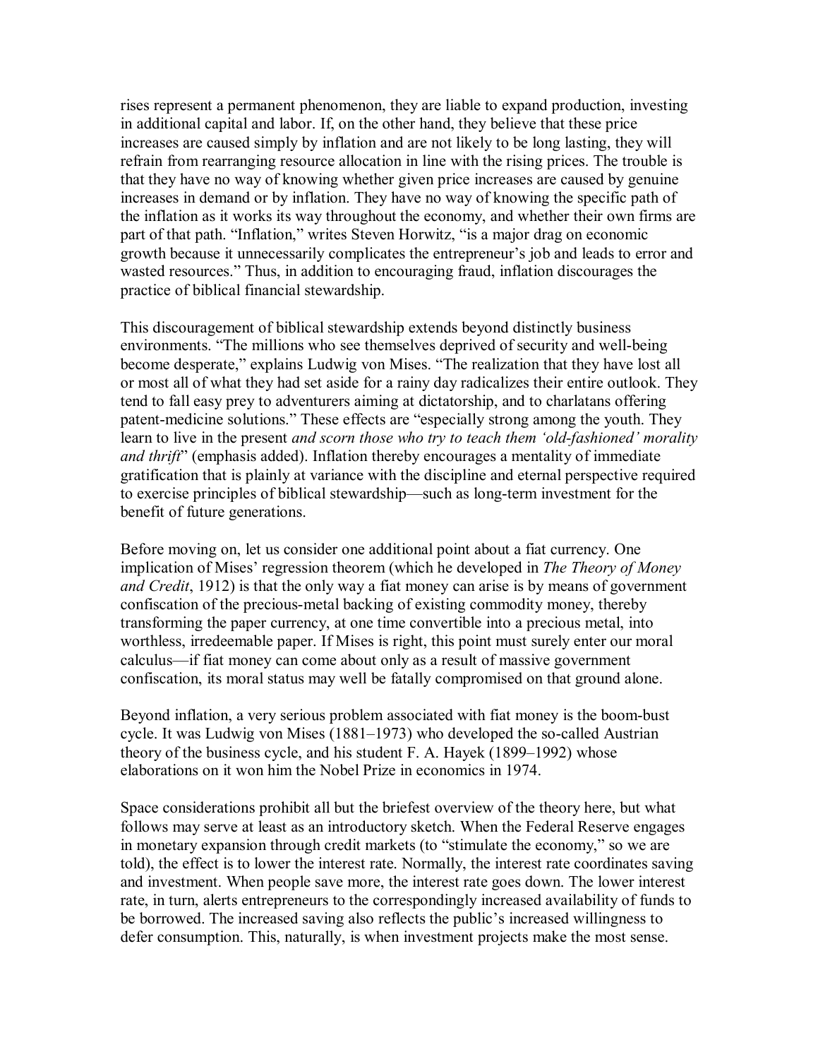rises represent a permanent phenomenon, they are liable to expand production, investing in additional capital and labor. If, on the other hand, they believe that these price increases are caused simply by inflation and are not likely to be long lasting, they will refrain from rearranging resource allocation in line with the rising prices. The trouble is that they have no way of knowing whether given price increases are caused by genuine increases in demand or by inflation. They have no way of knowing the specific path of the inflation as it works its way throughout the economy, and whether their own firms are part of that path. "Inflation," writes Steven Horwitz, "is a major drag on economic growth because it unnecessarily complicates the entrepreneur's job and leads to error and wasted resources." Thus, in addition to encouraging fraud, inflation discourages the practice of biblical financial stewardship.

This discouragement of biblical stewardship extends beyond distinctly business environments. "The millions who see themselves deprived of security and well-being become desperate," explains Ludwig von Mises. "The realization that they have lost all or most all of what they had set aside for a rainy day radicalizes their entire outlook. They tend to fall easy prey to adventurers aiming at dictatorship, and to charlatans offering patent-medicine solutions." These effects are "especially strong among the youth. They learn to live in the present *and scorn those who try to teach them 'old-fashioned' morality and thrift*" (emphasis added). Inflation thereby encourages a mentality of immediate gratification that is plainly at variance with the discipline and eternal perspective required to exercise principles of biblical stewardship—such as long-term investment for the benefit of future generations.

Before moving on, let us consider one additional point about a fiat currency. One implication of Mises' regression theorem (which he developed in *The Theory of Money and Credit*, 1912) is that the only way a fiat money can arise is by means of government confiscation of the precious-metal backing of existing commodity money, thereby transforming the paper currency, at one time convertible into a precious metal, into worthless, irredeemable paper. If Mises is right, this point must surely enter our moral calculus—if fiat money can come about only as a result of massive government confiscation, its moral status may well be fatally compromised on that ground alone.

Beyond inflation, a very serious problem associated with fiat money is the boom-bust cycle. It was Ludwig von Mises (1881–1973) who developed the so-called Austrian theory of the business cycle, and his student F. A. Hayek (1899–1992) whose elaborations on it won him the Nobel Prize in economics in 1974.

Space considerations prohibit all but the briefest overview of the theory here, but what follows may serve at least as an introductory sketch. When the Federal Reserve engages in monetary expansion through credit markets (to "stimulate the economy," so we are told), the effect is to lower the interest rate. Normally, the interest rate coordinates saving and investment. When people save more, the interest rate goes down. The lower interest rate, in turn, alerts entrepreneurs to the correspondingly increased availability of funds to be borrowed. The increased saving also reflects the public's increased willingness to defer consumption. This, naturally, is when investment projects make the most sense.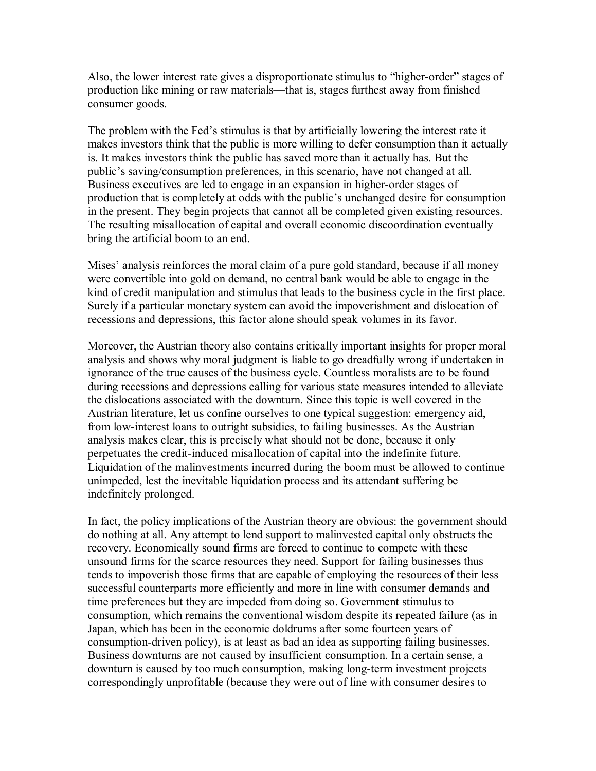Also, the lower interest rate gives a disproportionate stimulus to "higher-order" stages of production like mining or raw materials—that is, stages furthest away from finished consumer goods.

The problem with the Fed's stimulus is that by artificially lowering the interest rate it makes investors think that the public is more willing to defer consumption than it actually is. It makes investors think the public has saved more than it actually has. But the public's saving/consumption preferences, in this scenario, have not changed at all. Business executives are led to engage in an expansion in higher-order stages of production that is completely at odds with the public's unchanged desire for consumption in the present. They begin projects that cannot all be completed given existing resources. The resulting misallocation of capital and overall economic discoordination eventually bring the artificial boom to an end.

Mises' analysis reinforces the moral claim of a pure gold standard, because if all money were convertible into gold on demand, no central bank would be able to engage in the kind of credit manipulation and stimulus that leads to the business cycle in the first place. Surely if a particular monetary system can avoid the impoverishment and dislocation of recessions and depressions, this factor alone should speak volumes in its favor.

Moreover, the Austrian theory also contains critically important insights for proper moral analysis and shows why moral judgment is liable to go dreadfully wrong if undertaken in ignorance of the true causes of the business cycle. Countless moralists are to be found during recessions and depressions calling for various state measures intended to alleviate the dislocations associated with the downturn. Since this topic is well covered in the Austrian literature, let us confine ourselves to one typical suggestion: emergency aid, from low-interest loans to outright subsidies, to failing businesses. As the Austrian analysis makes clear, this is precisely what should not be done, because it only perpetuates the credit-induced misallocation of capital into the indefinite future. Liquidation of the malinvestments incurred during the boom must be allowed to continue unimpeded, lest the inevitable liquidation process and its attendant suffering be indefinitely prolonged.

In fact, the policy implications of the Austrian theory are obvious: the government should do nothing at all. Any attempt to lend support to malinvested capital only obstructs the recovery. Economically sound firms are forced to continue to compete with these unsound firms for the scarce resources they need. Support for failing businesses thus tends to impoverish those firms that are capable of employing the resources of their less successful counterparts more efficiently and more in line with consumer demands and time preferences but they are impeded from doing so. Government stimulus to consumption, which remains the conventional wisdom despite its repeated failure (as in Japan, which has been in the economic doldrums after some fourteen years of consumption-driven policy), is at least as bad an idea as supporting failing businesses. Business downturns are not caused by insufficient consumption. In a certain sense, a downturn is caused by too much consumption, making long-term investment projects correspondingly unprofitable (because they were out of line with consumer desires to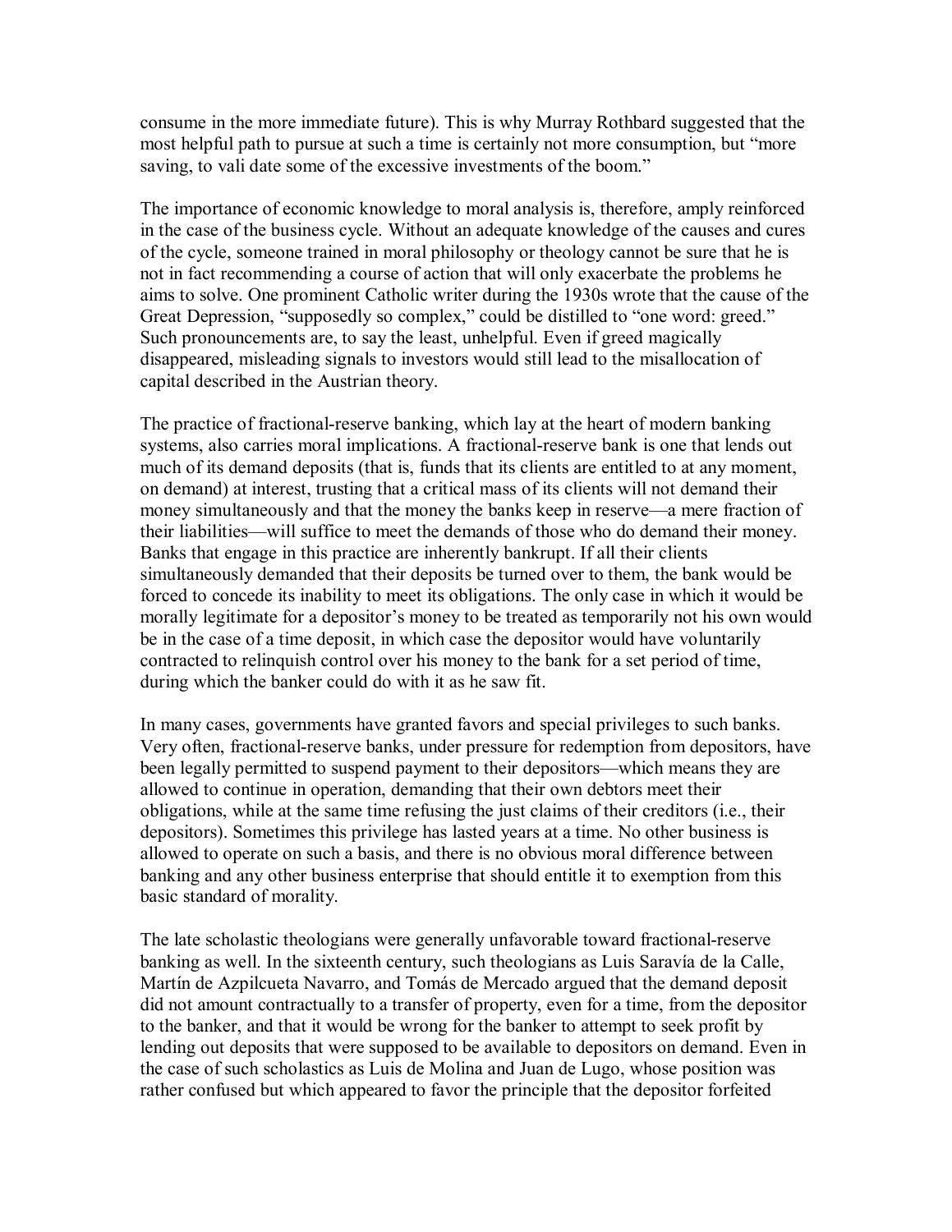consume in the more immediate future). This is why Murray Rothbard suggested that the most helpful path to pursue at such a time is certainly not more consumption, but "more saving, to vali date some of the excessive investments of the boom."

The importance of economic knowledge to moral analysis is, therefore, amply reinforced in the case of the business cycle. Without an adequate knowledge of the causes and cures of the cycle, someone trained in moral philosophy or theology cannot be sure that he is not in fact recommending a course of action that will only exacerbate the problems he aims to solve. One prominent Catholic writer during the 1930s wrote that the cause of the Great Depression, "supposedly so complex," could be distilled to "one word: greed." Such pronouncements are, to say the least, unhelpful. Even if greed magically disappeared, misleading signals to investors would still lead to the misallocation of capital described in the Austrian theory.

The practice of fractional-reserve banking, which lay at the heart of modern banking systems, also carries moral implications. A fractional-reserve bank is one that lends out much of its demand deposits (that is, funds that its clients are entitled to at any moment, on demand) at interest, trusting that a critical mass of its clients will not demand their money simultaneously and that the money the banks keep in reserve—a mere fraction of their liabilities—will suffice to meet the demands of those who do demand their money. Banks that engage in this practice are inherently bankrupt. If all their clients simultaneously demanded that their deposits be turned over to them, the bank would be forced to concede its inability to meet its obligations. The only case in which it would be morally legitimate for a depositor's money to be treated as temporarily not his own would be in the case of a time deposit, in which case the depositor would have voluntarily contracted to relinquish control over his money to the bank for a set period of time, during which the banker could do with it as he saw fit.

In many cases, governments have granted favors and special privileges to such banks. Very often, fractional-reserve banks, under pressure for redemption from depositors, have been legally permitted to suspend payment to their depositors—which means they are allowed to continue in operation, demanding that their own debtors meet their obligations, while at the same time refusing the just claims of their creditors (i.e., their depositors). Sometimes this privilege has lasted years at a time. No other business is allowed to operate on such a basis, and there is no obvious moral difference between banking and any other business enterprise that should entitle it to exemption from this basic standard of morality.

The late scholastic theologians were generally unfavorable toward fractional-reserve banking as well. In the sixteenth century, such theologians as Luis Saravía de la Calle, Martín de Azpilcueta Navarro, and Tomás de Mercado argued that the demand deposit did not amount contractually to a transfer of property, even for a time, from the depositor to the banker, and that it would be wrong for the banker to attempt to seek profit by lending out deposits that were supposed to be available to depositors on demand. Even in the case of such scholastics as Luis de Molina and Juan de Lugo, whose position was rather confused but which appeared to favor the principle that the depositor forfeited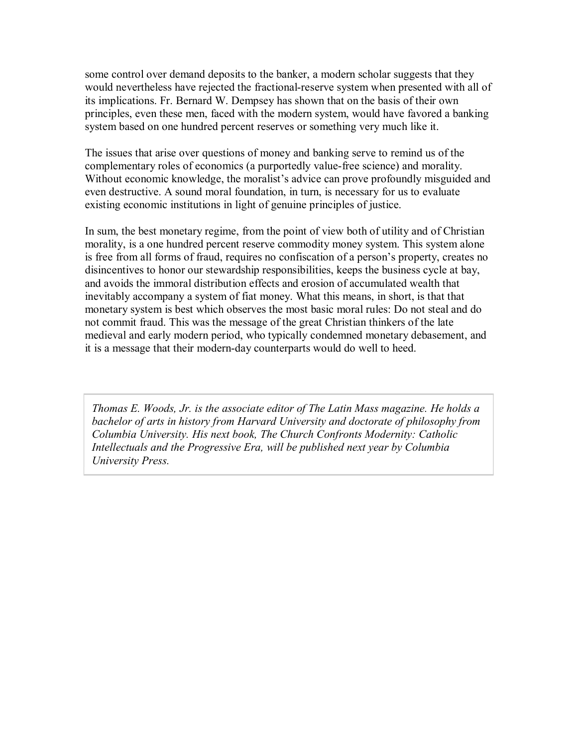some control over demand deposits to the banker, a modern scholar suggests that they would nevertheless have rejected the fractional-reserve system when presented with all of its implications. Fr. Bernard W. Dempsey has shown that on the basis of their own principles, even these men, faced with the modern system, would have favored a banking system based on one hundred percent reserves or something very much like it.

The issues that arise over questions of money and banking serve to remind us of the complementary roles of economics (a purportedly value-free science) and morality. Without economic knowledge, the moralist's advice can prove profoundly misguided and even destructive. A sound moral foundation, in turn, is necessary for us to evaluate existing economic institutions in light of genuine principles of justice.

In sum, the best monetary regime, from the point of view both of utility and of Christian morality, is a one hundred percent reserve commodity money system. This system alone is free from all forms of fraud, requires no confiscation of a person's property, creates no disincentives to honor our stewardship responsibilities, keeps the business cycle at bay, and avoids the immoral distribution effects and erosion of accumulated wealth that inevitably accompany a system of fiat money. What this means, in short, is that that monetary system is best which observes the most basic moral rules: Do not steal and do not commit fraud. This was the message of the great Christian thinkers of the late medieval and early modern period, who typically condemned monetary debasement, and it is a message that their modern-day counterparts would do well to heed.

*Thomas E. Woods, Jr. is the associate editor of The Latin Mass magazine. He holds a bachelor of arts in history from Harvard University and doctorate of philosophy from Columbia University. His next book, The Church Confronts Modernity: Catholic Intellectuals and the Progressive Era, will be published next year by Columbia University Press.*